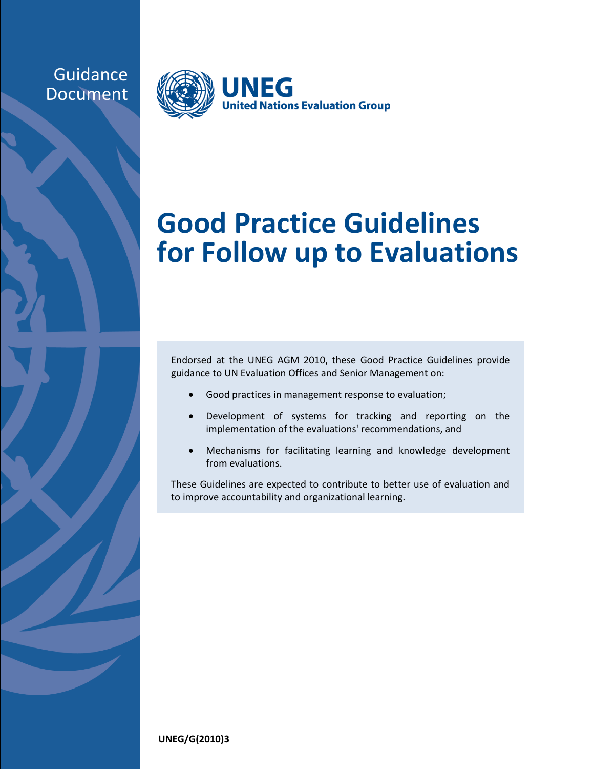Guidance Document

**UNEG**
**United Nations Evaluation Group**

# Good Practice Guidelines for Follow up to Evaluations

Endorsed at the UNEG AGM 2010, these Good Practice Guidelines provide guidance to UN Evaluation Offices and Senior Management on:

- Good practices in management response to evaluation;
- Development of systems for tracking and reporting on the implementation of the evaluations' recommendations, and
- Mechanisms for facilitating learning and knowledge development from evaluations.

These Guidelines are expected to contribute to better use of evaluation and to improve accountability and organizational learning.

**UNEG/G(2010)3**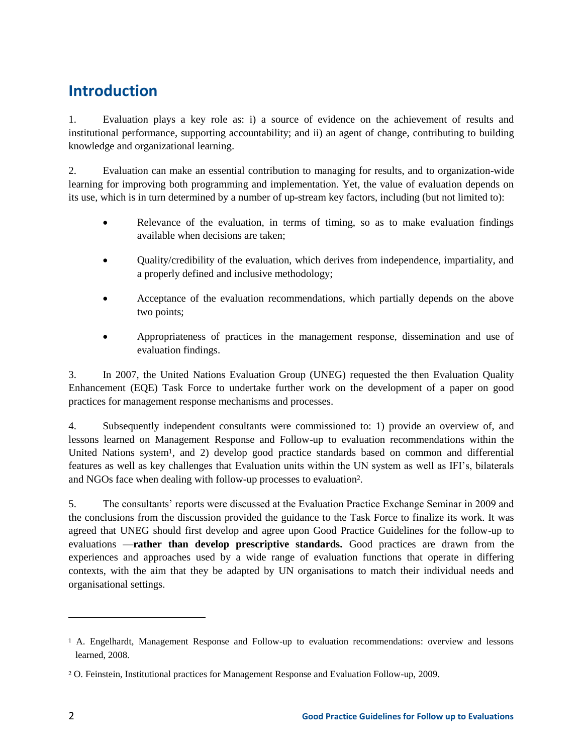## Introduction

1. Evaluation plays a key role as: i) a source of evidence on the achievement of results and institutional performance, supporting accountability; and ii) an agent of change, contributing to building knowledge and organizational learning.

2. Evaluation can make an essential contribution to managing for results, and to organization-wide learning for improving both programming and implementation. Yet, the value of evaluation depends on its use, which is in turn determined by a number of up-stream key factors, including (but not limited to):

- Relevance of the evaluation, in terms of timing, so as to make evaluation findings available when decisions are taken;
- Quality/credibility of the evaluation, which derives from independence, impartiality, and a properly defined and inclusive methodology;
- Acceptance of the evaluation recommendations, which partially depends on the above two points;
- Appropriateness of practices in the management response, dissemination and use of evaluation findings.

3. In 2007, the United Nations Evaluation Group (UNEG) requested the then Evaluation Quality Enhancement (EQE) Task Force to undertake further work on the development of a paper on good practices for management response mechanisms and processes.

4. Subsequently independent consultants were commissioned to: 1) provide an overview of, and lessons learned on Management Response and Follow-up to evaluation recommendations within the United Nations system[1], and 2) develop good practice standards based on common and differential features as well as key challenges that Evaluation units within the UN system as well as IFI's, bilaterals and NGOs face when dealing with follow-up processes to evaluation[2].

5. The consultants' reports were discussed at the Evaluation Practice Exchange Seminar in 2009 and the conclusions from the discussion provided the guidance to the Task Force to finalize its work. It was agreed that UNEG should first develop and agree upon Good Practice Guidelines for the follow-up to evaluations —**rather than develop prescriptive standards.** Good practices are drawn from the experiences and approaches used by a wide range of evaluation functions that operate in differing contexts, with the aim that they be adapted by UN organisations to match their individual needs and organisational settings.

---

[1] A. Engelhardt, Management Response and Follow-up to evaluation recommendations: overview and lessons learned, 2008.

[2] O. Feinstein, Institutional practices for Management Response and Evaluation Follow-up, 2009.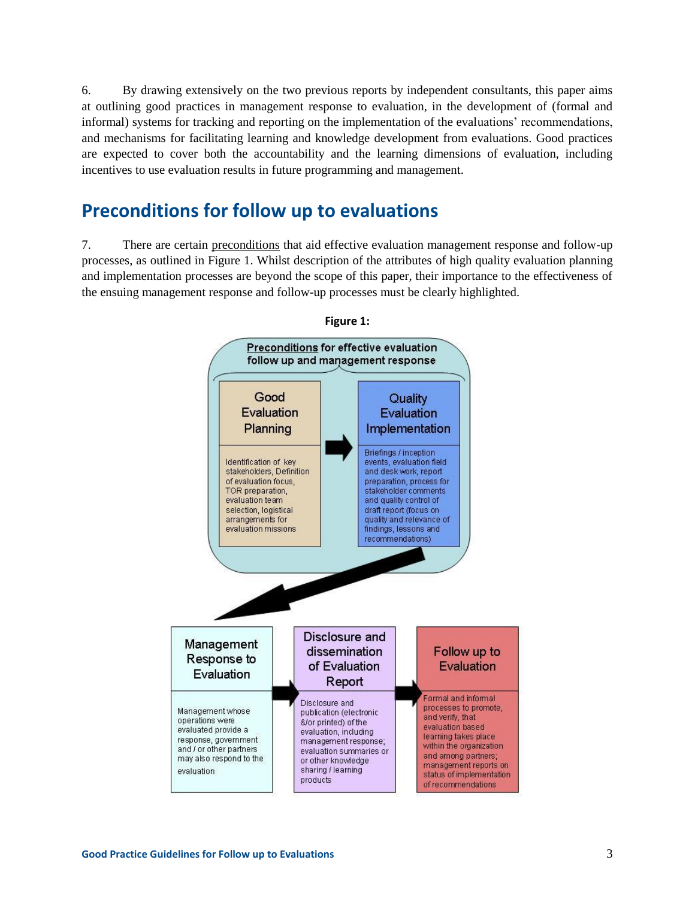6. By drawing extensively on the two previous reports by independent consultants, this paper aims at outlining good practices in management response to evaluation, in the development of (formal and informal) systems for tracking and reporting on the implementation of the evaluations' recommendations, and mechanisms for facilitating learning and knowledge development from evaluations. Good practices are expected to cover both the accountability and the learning dimensions of evaluation, including incentives to use evaluation results in future programming and management.

## Preconditions for follow up to evaluations

7. There are certain preconditions that aid effective evaluation management response and follow-up processes, as outlined in Figure 1. Whilst description of the attributes of high quality evaluation planning and implementation processes are beyond the scope of this paper, their importance to the effectiveness of the ensuing management response and follow-up processes must be clearly highlighted.

**Figure 1:**

Preconditions for effective evaluation follow up and management response

Good Evaluation Planning

Identification of key stakeholders, Definition of evaluation focus, TOR preparation, evaluation team selection, logistical arrangements for evaluation missions

Quality Evaluation Implementation

Briefings / inception events, evaluation field and desk work, report preparation, process for stakeholder comments and quality control of draft report (focus on quality and relevance of findings, lessons and recommendations)

Management Response to Evaluation

Management whose operations were evaluated provide a response, government and / or other partners may also respond to the evaluation

Disclosure and dissemination of Evaluation Report

Disclosure and publication (electronic &/or printed) of the evaluation, including management response; evaluation summaries or or other knowledge sharing / learning products

Follow up to Evaluation

Formal and informal processes to promote, and verify, that evaluation based learning takes place within the organization and among partners; management reports on status of implementation of recommendations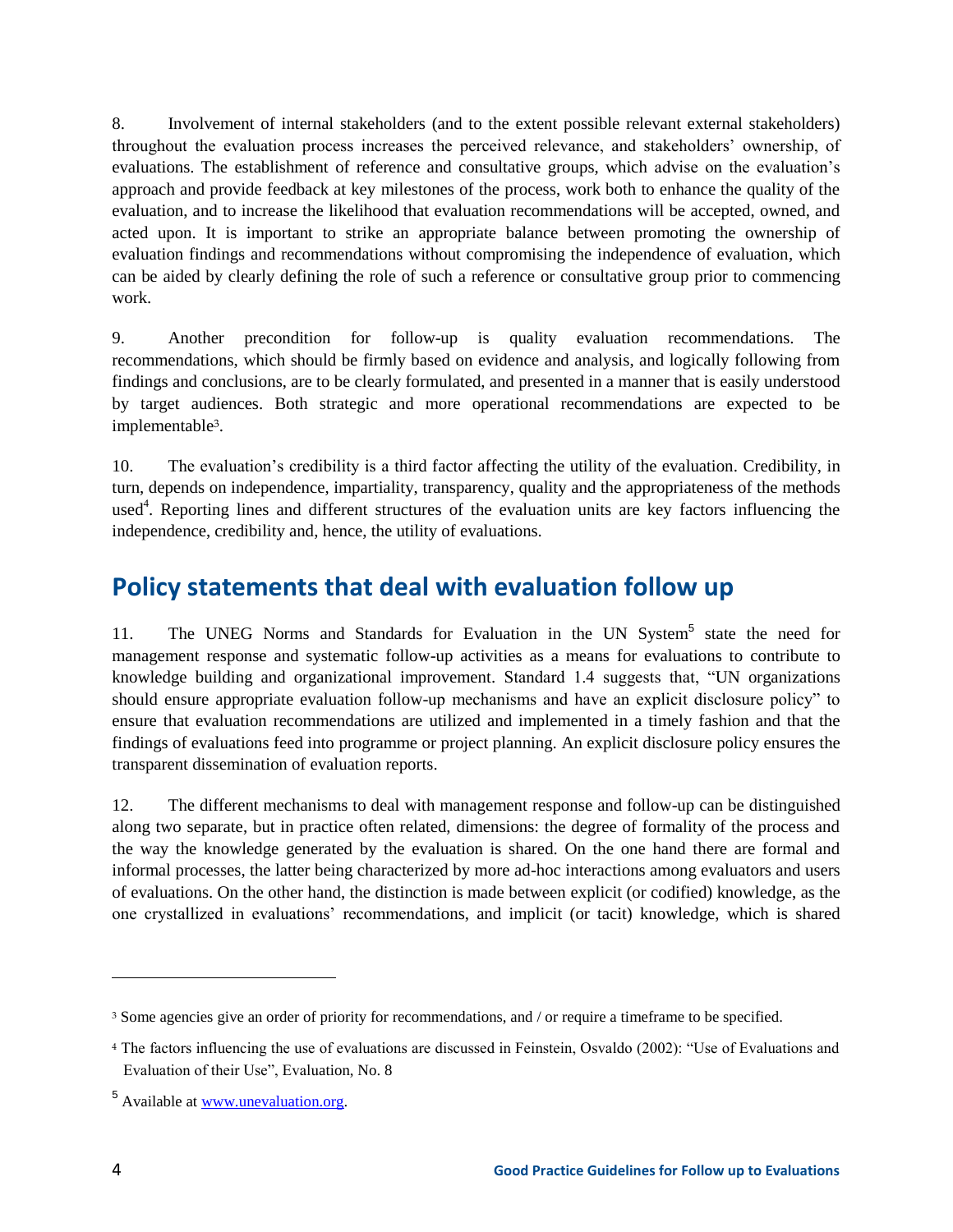8. Involvement of internal stakeholders (and to the extent possible relevant external stakeholders) throughout the evaluation process increases the perceived relevance, and stakeholders' ownership, of evaluations. The establishment of reference and consultative groups, which advise on the evaluation's approach and provide feedback at key milestones of the process, work both to enhance the quality of the evaluation, and to increase the likelihood that evaluation recommendations will be accepted, owned, and acted upon. It is important to strike an appropriate balance between promoting the ownership of evaluation findings and recommendations without compromising the independence of evaluation, which can be aided by clearly defining the role of such a reference or consultative group prior to commencing work.

9. Another precondition for follow-up is quality evaluation recommendations. The recommendations, which should be firmly based on evidence and analysis, and logically following from findings and conclusions, are to be clearly formulated, and presented in a manner that is easily understood by target audiences. Both strategic and more operational recommendations are expected to be implementable[3].

10. The evaluation's credibility is a third factor affecting the utility of the evaluation. Credibility, in turn, depends on independence, impartiality, transparency, quality and the appropriateness of the methods used[4]. Reporting lines and different structures of the evaluation units are key factors influencing the independence, credibility and, hence, the utility of evaluations.

## Policy statements that deal with evaluation follow up

11. The UNEG Norms and Standards for Evaluation in the UN System[5] state the need for management response and systematic follow-up activities as a means for evaluations to contribute to knowledge building and organizational improvement. Standard 1.4 suggests that, "UN organizations should ensure appropriate evaluation follow-up mechanisms and have an explicit disclosure policy" to ensure that evaluation recommendations are utilized and implemented in a timely fashion and that the findings of evaluations feed into programme or project planning. An explicit disclosure policy ensures the transparent dissemination of evaluation reports.

12. The different mechanisms to deal with management response and follow-up can be distinguished along two separate, but in practice often related, dimensions: the degree of formality of the process and the way the knowledge generated by the evaluation is shared. On the one hand there are formal and informal processes, the latter being characterized by more ad-hoc interactions among evaluators and users of evaluations. On the other hand, the distinction is made between explicit (or codified) knowledge, as the one crystallized in evaluations' recommendations, and implicit (or tacit) knowledge, which is shared

---

[3] Some agencies give an order of priority for recommendations, and / or require a timeframe to be specified.

[4] The factors influencing the use of evaluations are discussed in Feinstein, Osvaldo (2002): "Use of Evaluations and Evaluation of their Use", Evaluation, No. 8

[5] Available at www.unevaluation.org.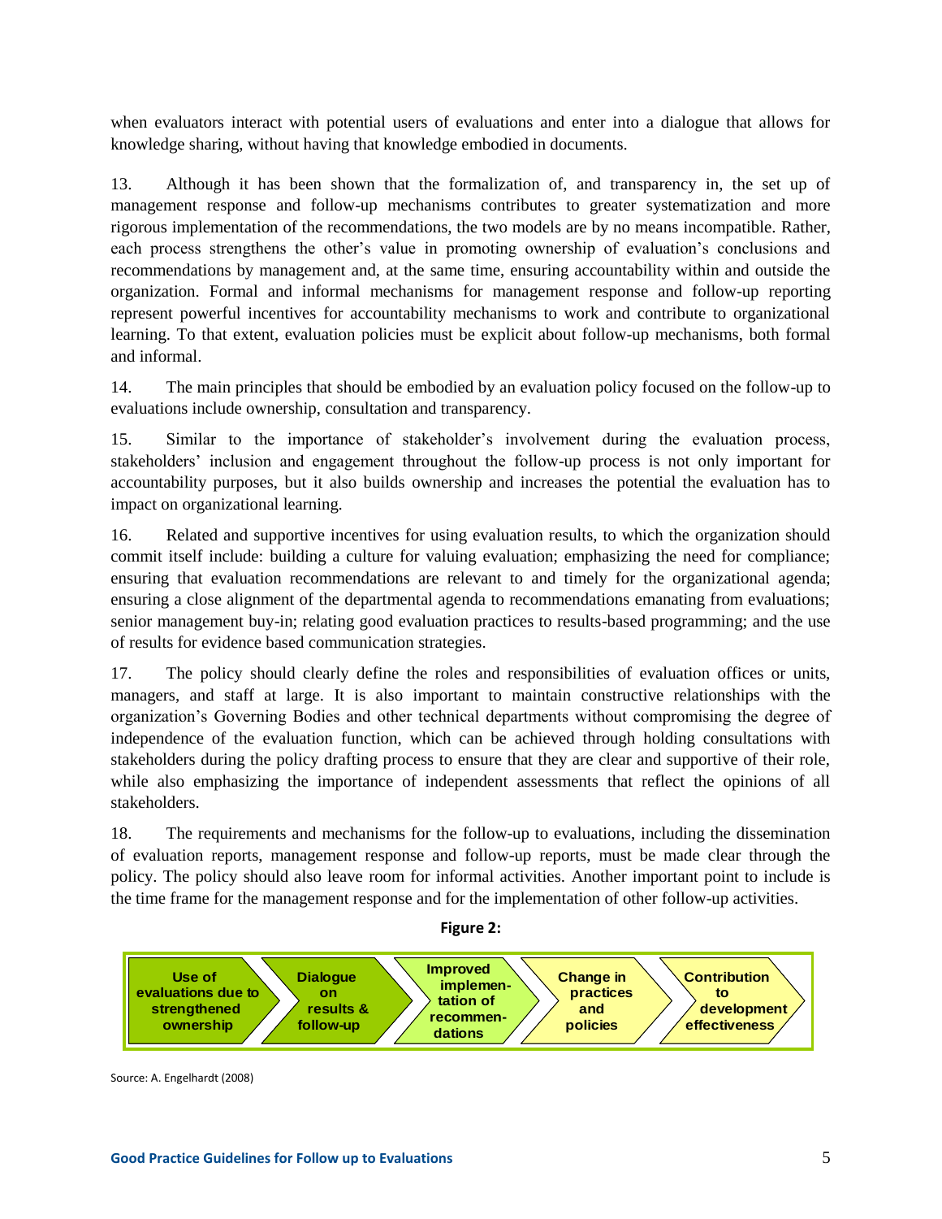when evaluators interact with potential users of evaluations and enter into a dialogue that allows for knowledge sharing, without having that knowledge embodied in documents.

13. Although it has been shown that the formalization of, and transparency in, the set up of management response and follow-up mechanisms contributes to greater systematization and more rigorous implementation of the recommendations, the two models are by no means incompatible. Rather, each process strengthens the other's value in promoting ownership of evaluation's conclusions and recommendations by management and, at the same time, ensuring accountability within and outside the organization. Formal and informal mechanisms for management response and follow-up reporting represent powerful incentives for accountability mechanisms to work and contribute to organizational learning. To that extent, evaluation policies must be explicit about follow-up mechanisms, both formal and informal.

14. The main principles that should be embodied by an evaluation policy focused on the follow-up to evaluations include ownership, consultation and transparency.

15. Similar to the importance of stakeholder's involvement during the evaluation process, stakeholders' inclusion and engagement throughout the follow-up process is not only important for accountability purposes, but it also builds ownership and increases the potential the evaluation has to impact on organizational learning.

16. Related and supportive incentives for using evaluation results, to which the organization should commit itself include: building a culture for valuing evaluation; emphasizing the need for compliance; ensuring that evaluation recommendations are relevant to and timely for the organizational agenda; ensuring a close alignment of the departmental agenda to recommendations emanating from evaluations; senior management buy-in; relating good evaluation practices to results-based programming; and the use of results for evidence based communication strategies.

17. The policy should clearly define the roles and responsibilities of evaluation offices or units, managers, and staff at large. It is also important to maintain constructive relationships with the organization's Governing Bodies and other technical departments without compromising the degree of independence of the evaluation function, which can be achieved through holding consultations with stakeholders during the policy drafting process to ensure that they are clear and supportive of their role, while also emphasizing the importance of independent assessments that reflect the opinions of all stakeholders.

18. The requirements and mechanisms for the follow-up to evaluations, including the dissemination of evaluation reports, management response and follow-up reports, must be made clear through the policy. The policy should also leave room for informal activities. Another important point to include is the time frame for the management response and for the implementation of other follow-up activities.

**Figure 2:**

Use of evaluations due to strengthened ownership

Dialogue on results & follow-up

Improved implementation of recommendations

Change in practices and policies

Contribution to development effectiveness

Source: A. Engelhardt (2008)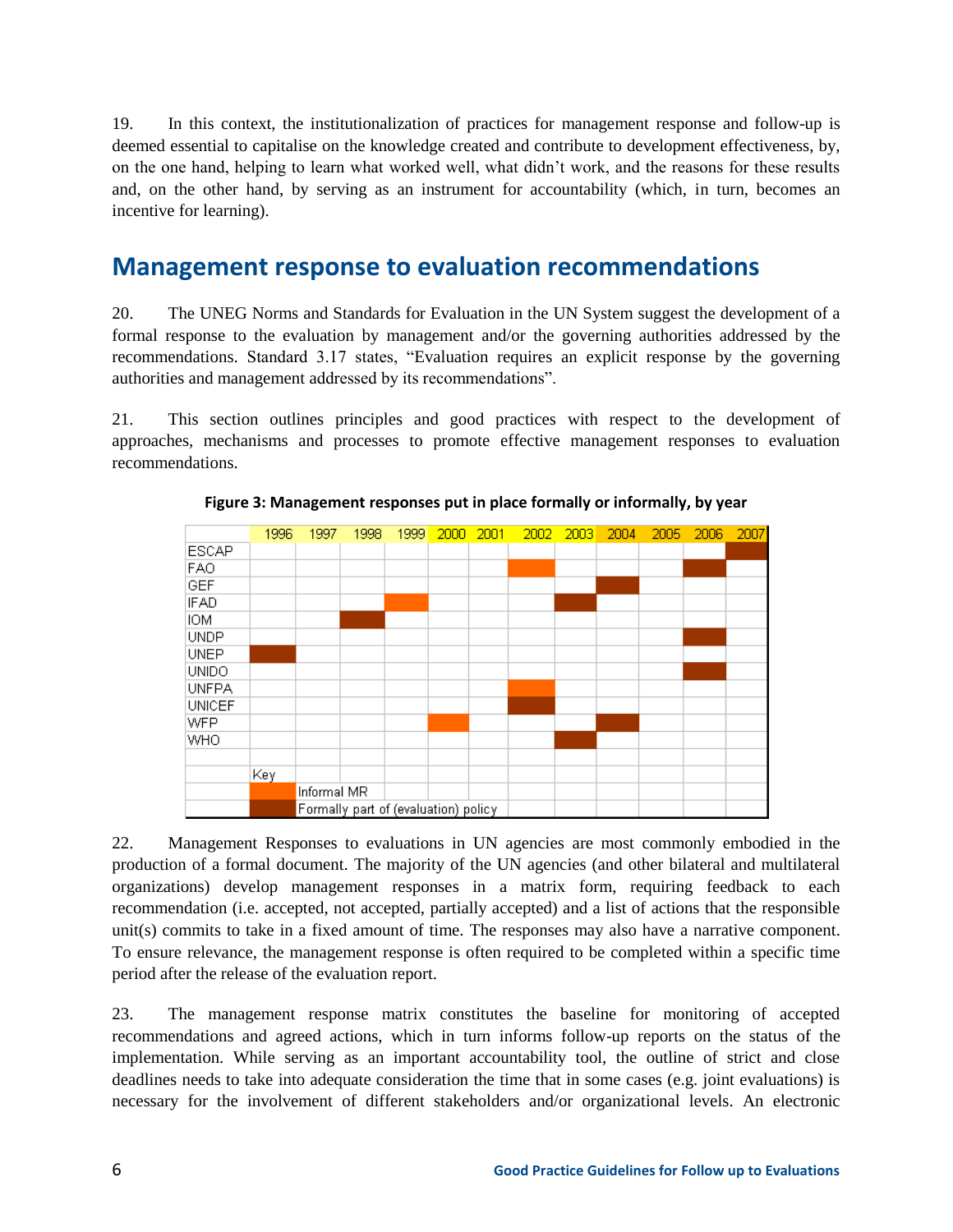19. In this context, the institutionalization of practices for management response and follow-up is deemed essential to capitalise on the knowledge created and contribute to development effectiveness, by, on the one hand, helping to learn what worked well, what didn't work, and the reasons for these results and, on the other hand, by serving as an instrument for accountability (which, in turn, becomes an incentive for learning).

## Management response to evaluation recommendations

20. The UNEG Norms and Standards for Evaluation in the UN System suggest the development of a formal response to the evaluation by management and/or the governing authorities addressed by the recommendations. Standard 3.17 states, "Evaluation requires an explicit response by the governing authorities and management addressed by its recommendations".

21. This section outlines principles and good practices with respect to the development of approaches, mechanisms and processes to promote effective management responses to evaluation recommendations.

**Figure 3: Management responses put in place formally or informally, by year**

1996 1997 1998 1999 2000 2001 2002 2003 2004 2005 2006 2007

ESCAP
FAO
GEF
IFAD
IOM
UNDP
UNEP
UNIDO
UNFPA
UNICEF
WFP
WHO

Key
Informal MR
Formally part of (evaluation) policy

22. Management Responses to evaluations in UN agencies are most commonly embodied in the production of a formal document. The majority of the UN agencies (and other bilateral and multilateral organizations) develop management responses in a matrix form, requiring feedback to each recommendation (i.e. accepted, not accepted, partially accepted) and a list of actions that the responsible unit(s) commits to take in a fixed amount of time. The responses may also have a narrative component. To ensure relevance, the management response is often required to be completed within a specific time period after the release of the evaluation report.

23. The management response matrix constitutes the baseline for monitoring of accepted recommendations and agreed actions, which in turn informs follow-up reports on the status of the implementation. While serving as an important accountability tool, the outline of strict and close deadlines needs to take into adequate consideration the time that in some cases (e.g. joint evaluations) is necessary for the involvement of different stakeholders and/or organizational levels. An electronic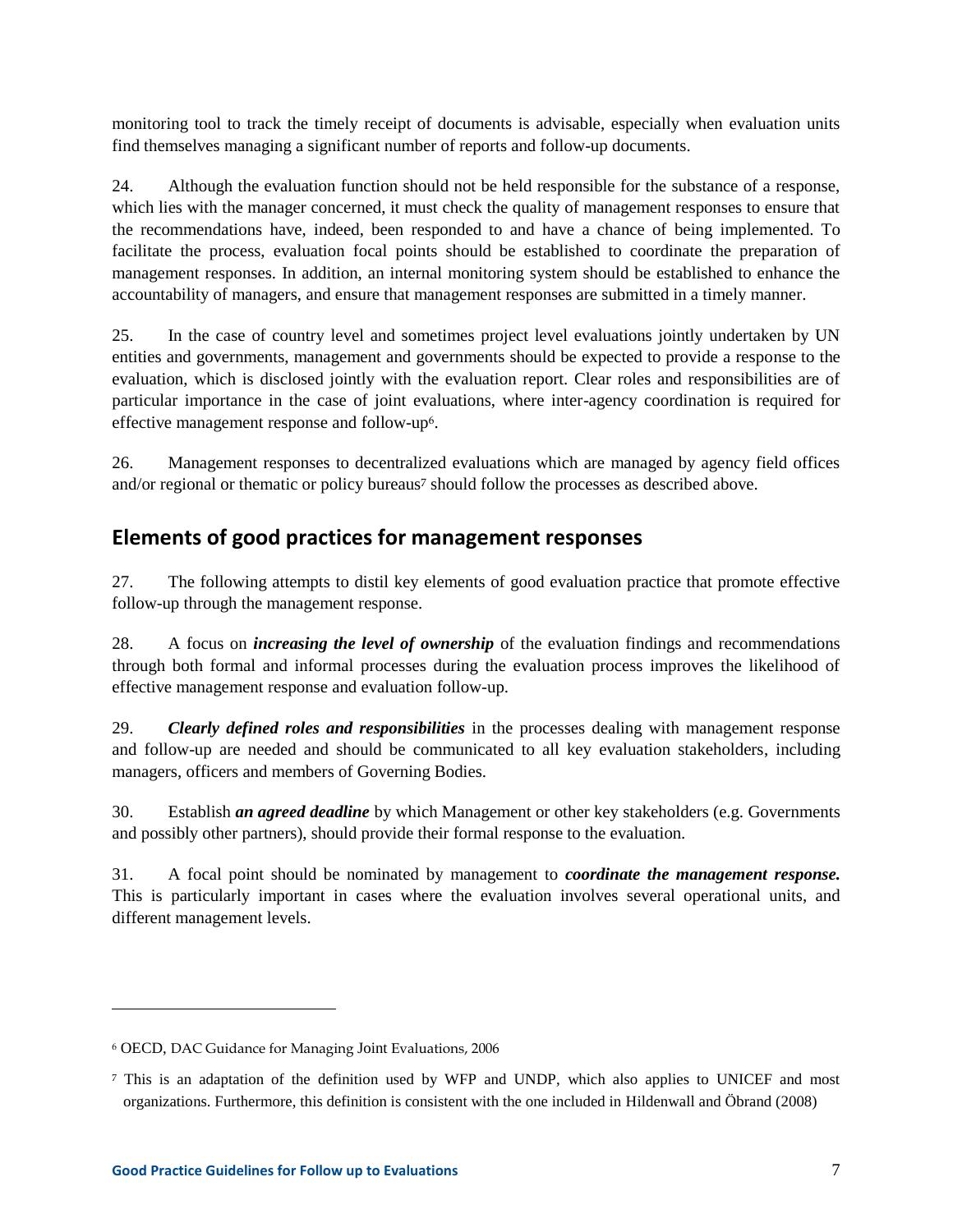monitoring tool to track the timely receipt of documents is advisable, especially when evaluation units find themselves managing a significant number of reports and follow-up documents.

24. Although the evaluation function should not be held responsible for the substance of a response, which lies with the manager concerned, it must check the quality of management responses to ensure that the recommendations have, indeed, been responded to and have a chance of being implemented. To facilitate the process, evaluation focal points should be established to coordinate the preparation of management responses. In addition, an internal monitoring system should be established to enhance the accountability of managers, and ensure that management responses are submitted in a timely manner.

25. In the case of country level and sometimes project level evaluations jointly undertaken by UN entities and governments, management and governments should be expected to provide a response to the evaluation, which is disclosed jointly with the evaluation report. Clear roles and responsibilities are of particular importance in the case of joint evaluations, where inter-agency coordination is required for effective management response and follow-up[6].

26. Management responses to decentralized evaluations which are managed by agency field offices and/or regional or thematic or policy bureaus[7] should follow the processes as described above.

## Elements of good practices for management responses

27. The following attempts to distil key elements of good evaluation practice that promote effective follow-up through the management response.

28. A focus on ***increasing the level of ownership*** of the evaluation findings and recommendations through both formal and informal processes during the evaluation process improves the likelihood of effective management response and evaluation follow-up.

29. ***Clearly defined roles and responsibilities*** in the processes dealing with management response and follow-up are needed and should be communicated to all key evaluation stakeholders, including managers, officers and members of Governing Bodies.

30. Establish ***an agreed deadline*** by which Management or other key stakeholders (e.g. Governments and possibly other partners), should provide their formal response to the evaluation.

31. A focal point should be nominated by management to ***coordinate the management response.*** This is particularly important in cases where the evaluation involves several operational units, and different management levels.

---

[6] OECD, DAC Guidance for Managing Joint Evaluations, 2006

[7] This is an adaptation of the definition used by WFP and UNDP, which also applies to UNICEF and most organizations. Furthermore, this definition is consistent with the one included in Hildenwall and Öbrand (2008)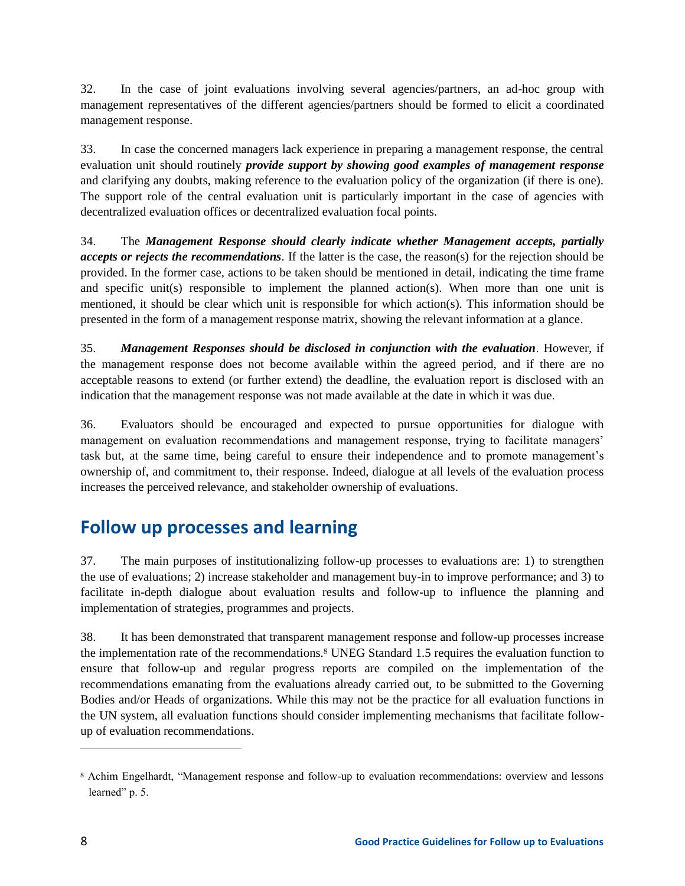32. In the case of joint evaluations involving several agencies/partners, an ad-hoc group with management representatives of the different agencies/partners should be formed to elicit a coordinated management response.

33. In case the concerned managers lack experience in preparing a management response, the central evaluation unit should routinely ***provide support by showing good examples of management response*** and clarifying any doubts, making reference to the evaluation policy of the organization (if there is one). The support role of the central evaluation unit is particularly important in the case of agencies with decentralized evaluation offices or decentralized evaluation focal points.

34. The ***Management Response should clearly indicate whether Management accepts, partially accepts or rejects the recommendations***. If the latter is the case, the reason(s) for the rejection should be provided. In the former case, actions to be taken should be mentioned in detail, indicating the time frame and specific unit(s) responsible to implement the planned action(s). When more than one unit is mentioned, it should be clear which unit is responsible for which action(s). This information should be presented in the form of a management response matrix, showing the relevant information at a glance.

35. ***Management Responses should be disclosed in conjunction with the evaluation***. However, if the management response does not become available within the agreed period, and if there are no acceptable reasons to extend (or further extend) the deadline, the evaluation report is disclosed with an indication that the management response was not made available at the date in which it was due.

36. Evaluators should be encouraged and expected to pursue opportunities for dialogue with management on evaluation recommendations and management response, trying to facilitate managers' task but, at the same time, being careful to ensure their independence and to promote management's ownership of, and commitment to, their response. Indeed, dialogue at all levels of the evaluation process increases the perceived relevance, and stakeholder ownership of evaluations.

## Follow up processes and learning

37. The main purposes of institutionalizing follow-up processes to evaluations are: 1) to strengthen the use of evaluations; 2) increase stakeholder and management buy-in to improve performance; and 3) to facilitate in-depth dialogue about evaluation results and follow-up to influence the planning and implementation of strategies, programmes and projects.

38. It has been demonstrated that transparent management response and follow-up processes increase the implementation rate of the recommendations.[8] UNEG Standard 1.5 requires the evaluation function to ensure that follow-up and regular progress reports are compiled on the implementation of the recommendations emanating from the evaluations already carried out, to be submitted to the Governing Bodies and/or Heads of organizations. While this may not be the practice for all evaluation functions in the UN system, all evaluation functions should consider implementing mechanisms that facilitate follow-up of evaluation recommendations.

---

[8] Achim Engelhardt, "Management response and follow-up to evaluation recommendations: overview and lessons learned" p. 5.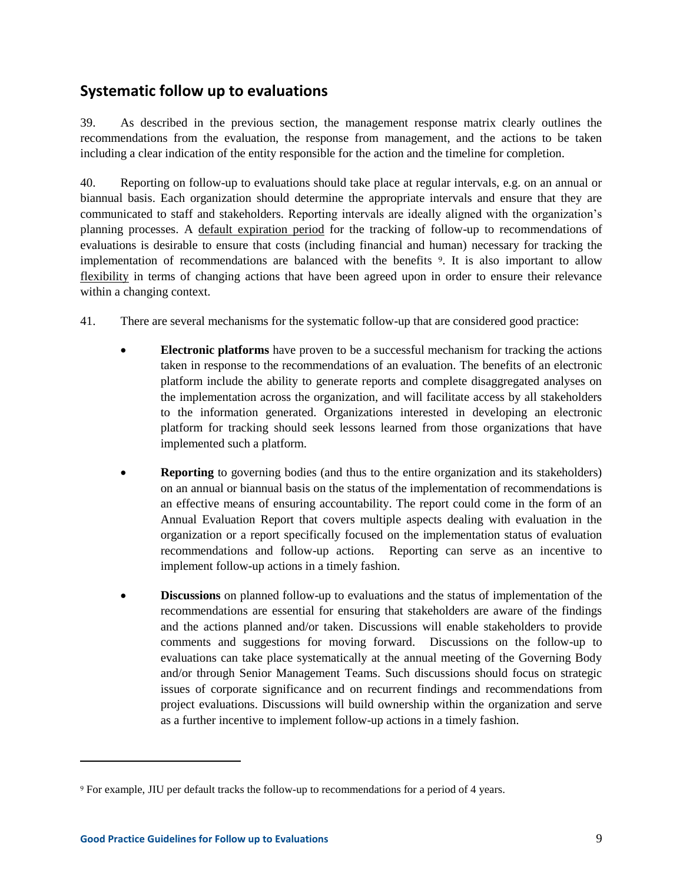## Systematic follow up to evaluations

39. As described in the previous section, the management response matrix clearly outlines the recommendations from the evaluation, the response from management, and the actions to be taken including a clear indication of the entity responsible for the action and the timeline for completion.

40. Reporting on follow-up to evaluations should take place at regular intervals, e.g. on an annual or biannual basis. Each organization should determine the appropriate intervals and ensure that they are communicated to staff and stakeholders. Reporting intervals are ideally aligned with the organization's planning processes. A default expiration period for the tracking of follow-up to recommendations of evaluations is desirable to ensure that costs (including financial and human) necessary for tracking the implementation of recommendations are balanced with the benefits [9]. It is also important to allow flexibility in terms of changing actions that have been agreed upon in order to ensure their relevance within a changing context.

41. There are several mechanisms for the systematic follow-up that are considered good practice:

- **Electronic platforms** have proven to be a successful mechanism for tracking the actions taken in response to the recommendations of an evaluation. The benefits of an electronic platform include the ability to generate reports and complete disaggregated analyses on the implementation across the organization, and will facilitate access by all stakeholders to the information generated. Organizations interested in developing an electronic platform for tracking should seek lessons learned from those organizations that have implemented such a platform.

- **Reporting** to governing bodies (and thus to the entire organization and its stakeholders) on an annual or biannual basis on the status of the implementation of recommendations is an effective means of ensuring accountability. The report could come in the form of an Annual Evaluation Report that covers multiple aspects dealing with evaluation in the organization or a report specifically focused on the implementation status of evaluation recommendations and follow-up actions. Reporting can serve as an incentive to implement follow-up actions in a timely fashion.

- **Discussions** on planned follow-up to evaluations and the status of implementation of the recommendations are essential for ensuring that stakeholders are aware of the findings and the actions planned and/or taken. Discussions will enable stakeholders to provide comments and suggestions for moving forward. Discussions on the follow-up to evaluations can take place systematically at the annual meeting of the Governing Body and/or through Senior Management Teams. Such discussions should focus on strategic issues of corporate significance and on recurrent findings and recommendations from project evaluations. Discussions will build ownership within the organization and serve as a further incentive to implement follow-up actions in a timely fashion.

---

[9] For example, JIU per default tracks the follow-up to recommendations for a period of 4 years.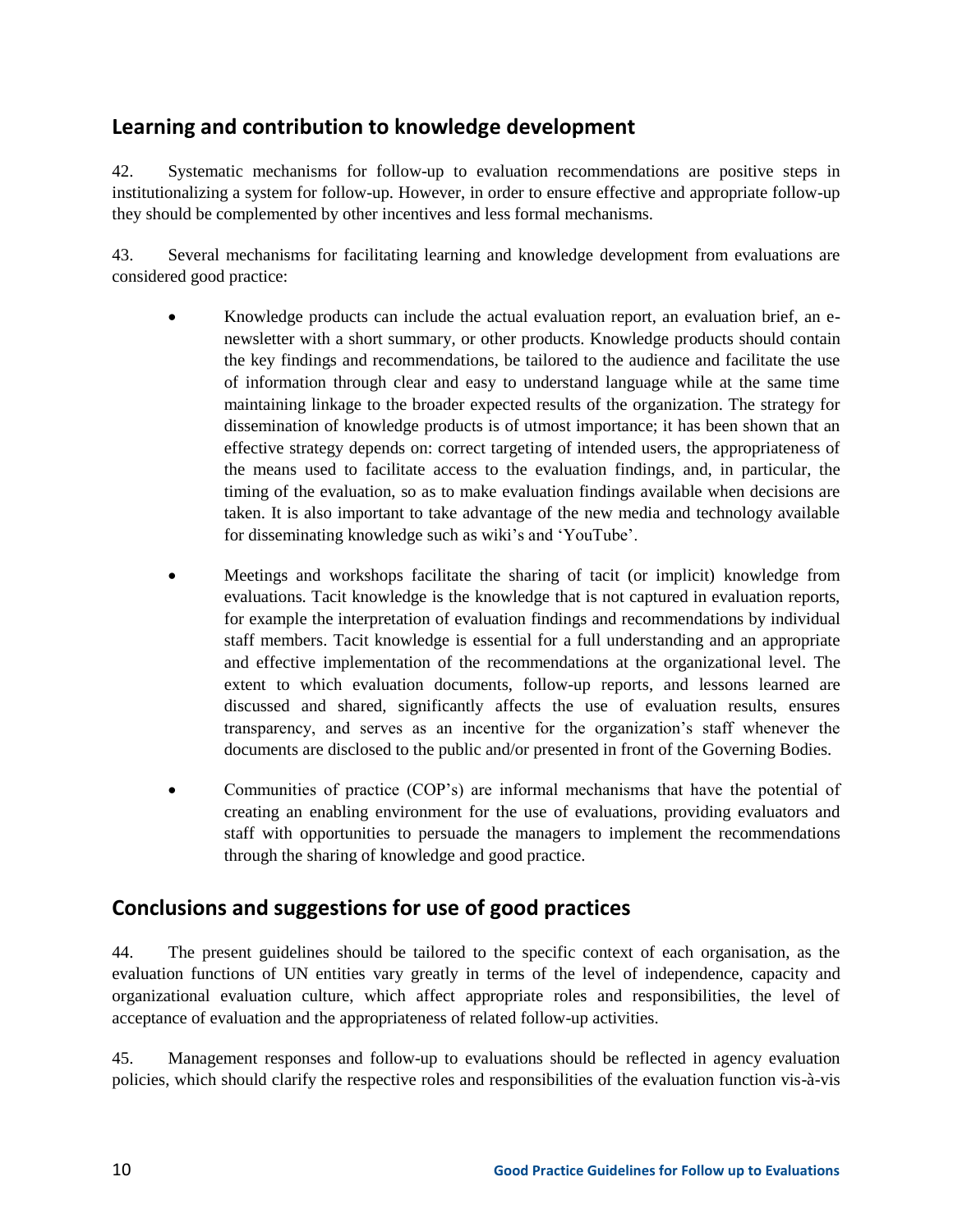## Learning and contribution to knowledge development

42. Systematic mechanisms for follow-up to evaluation recommendations are positive steps in institutionalizing a system for follow-up. However, in order to ensure effective and appropriate follow-up they should be complemented by other incentives and less formal mechanisms.

43. Several mechanisms for facilitating learning and knowledge development from evaluations are considered good practice:

- Knowledge products can include the actual evaluation report, an evaluation brief, an e-newsletter with a short summary, or other products. Knowledge products should contain the key findings and recommendations, be tailored to the audience and facilitate the use of information through clear and easy to understand language while at the same time maintaining linkage to the broader expected results of the organization. The strategy for dissemination of knowledge products is of utmost importance; it has been shown that an effective strategy depends on: correct targeting of intended users, the appropriateness of the means used to facilitate access to the evaluation findings, and, in particular, the timing of the evaluation, so as to make evaluation findings available when decisions are taken. It is also important to take advantage of the new media and technology available for disseminating knowledge such as wiki's and 'YouTube'.

- Meetings and workshops facilitate the sharing of tacit (or implicit) knowledge from evaluations. Tacit knowledge is the knowledge that is not captured in evaluation reports, for example the interpretation of evaluation findings and recommendations by individual staff members. Tacit knowledge is essential for a full understanding and an appropriate and effective implementation of the recommendations at the organizational level. The extent to which evaluation documents, follow-up reports, and lessons learned are discussed and shared, significantly affects the use of evaluation results, ensures transparency, and serves as an incentive for the organization's staff whenever the documents are disclosed to the public and/or presented in front of the Governing Bodies.

- Communities of practice (COP's) are informal mechanisms that have the potential of creating an enabling environment for the use of evaluations, providing evaluators and staff with opportunities to persuade the managers to implement the recommendations through the sharing of knowledge and good practice.

## Conclusions and suggestions for use of good practices

44. The present guidelines should be tailored to the specific context of each organisation, as the evaluation functions of UN entities vary greatly in terms of the level of independence, capacity and organizational evaluation culture, which affect appropriate roles and responsibilities, the level of acceptance of evaluation and the appropriateness of related follow-up activities.

45. Management responses and follow-up to evaluations should be reflected in agency evaluation policies, which should clarify the respective roles and responsibilities of the evaluation function vis-à-vis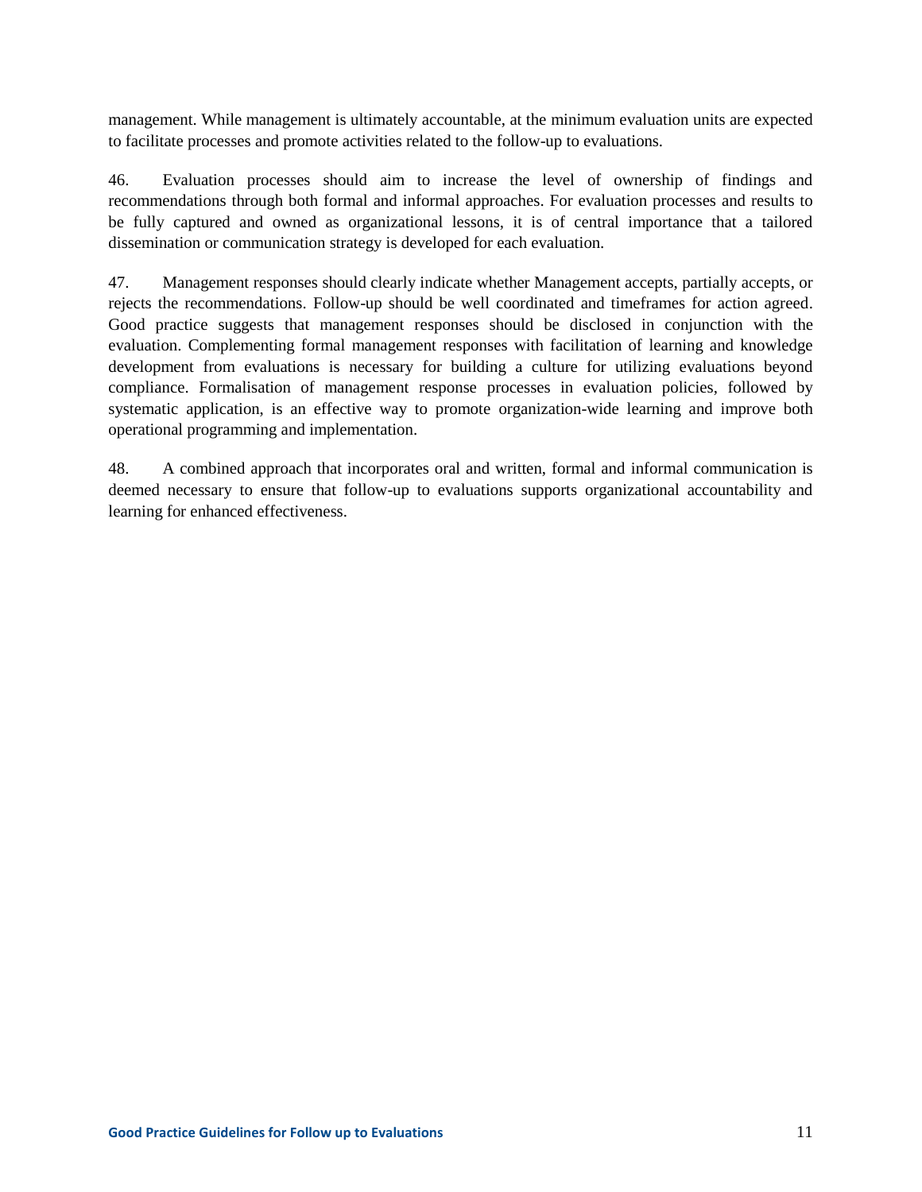management. While management is ultimately accountable, at the minimum evaluation units are expected to facilitate processes and promote activities related to the follow-up to evaluations.

46. Evaluation processes should aim to increase the level of ownership of findings and recommendations through both formal and informal approaches. For evaluation processes and results to be fully captured and owned as organizational lessons, it is of central importance that a tailored dissemination or communication strategy is developed for each evaluation.

47. Management responses should clearly indicate whether Management accepts, partially accepts, or rejects the recommendations. Follow-up should be well coordinated and timeframes for action agreed. Good practice suggests that management responses should be disclosed in conjunction with the evaluation. Complementing formal management responses with facilitation of learning and knowledge development from evaluations is necessary for building a culture for utilizing evaluations beyond compliance. Formalisation of management response processes in evaluation policies, followed by systematic application, is an effective way to promote organization-wide learning and improve both operational programming and implementation.

48. A combined approach that incorporates oral and written, formal and informal communication is deemed necessary to ensure that follow-up to evaluations supports organizational accountability and learning for enhanced effectiveness.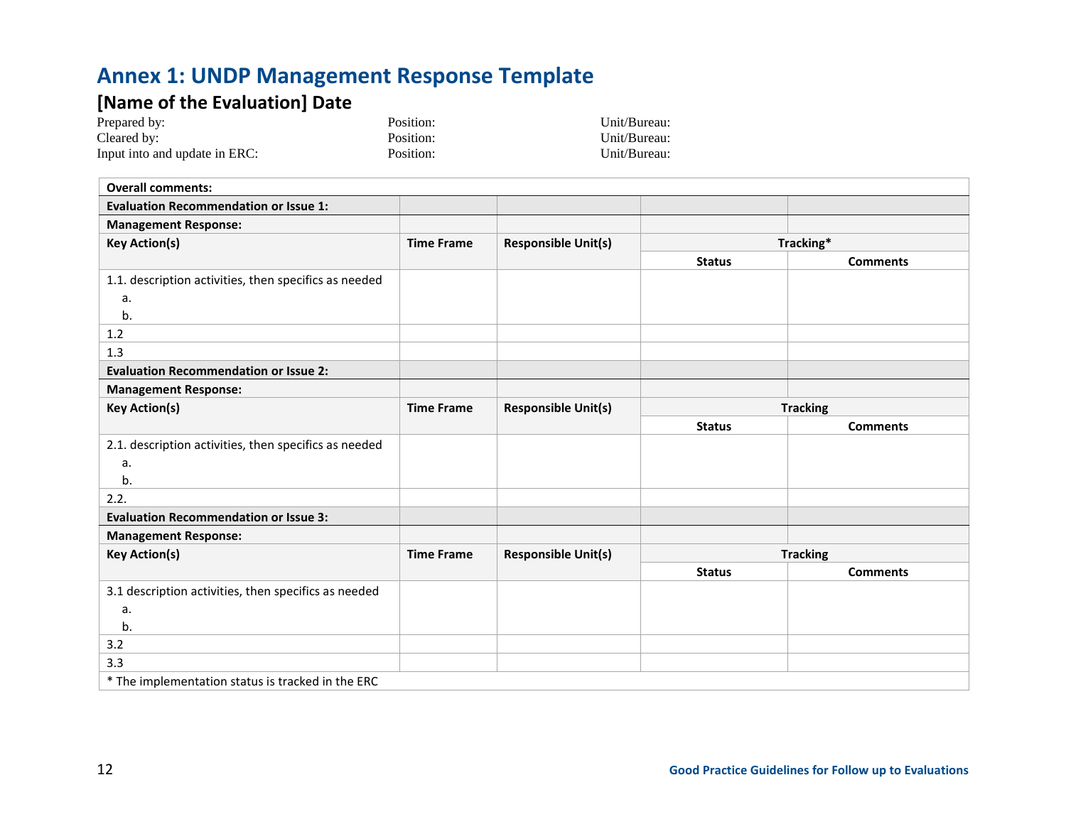# Annex 1: UNDP Management Response Template

## [Name of the Evaluation] Date

Prepared by: Position: Unit/Bureau:
Cleared by: Position: Unit/Bureau:
Input into and update in ERC: Position: Unit/Bureau:

| | | | | |
|---|---|---|---|---|
| **Overall comments:** | | | | |
| **Evaluation Recommendation or Issue 1:** | | | | |
| **Management Response:** | | | | |
| **Key Action(s)** | **Time Frame** | **Responsible Unit(s)** | **Tracking*** | |
| | | | **Status** | **Comments** |
| 1.1. description activities, then specifics as needed<br>a.<br>b. | | | | |
| 1.2 | | | | |
| 1.3 | | | | |
| **Evaluation Recommendation or Issue 2:** | | | | |
| **Management Response:** | | | | |
| **Key Action(s)** | **Time Frame** | **Responsible Unit(s)** | **Tracking** | |
| | | | **Status** | **Comments** |
| 2.1. description activities, then specifics as needed<br>a.<br>b. | | | | |
| 2.2. | | | | |
| **Evaluation Recommendation or Issue 3:** | | | | |
| **Management Response:** | | | | |
| **Key Action(s)** | **Time Frame** | **Responsible Unit(s)** | **Tracking** | |
| | | | **Status** | **Comments** |
| 3.1 description activities, then specifics as needed<br>a.<br>b. | | | | |
| 3.2 | | | | |
| 3.3 | | | | |
| * The implementation status is tracked in the ERC | | | | |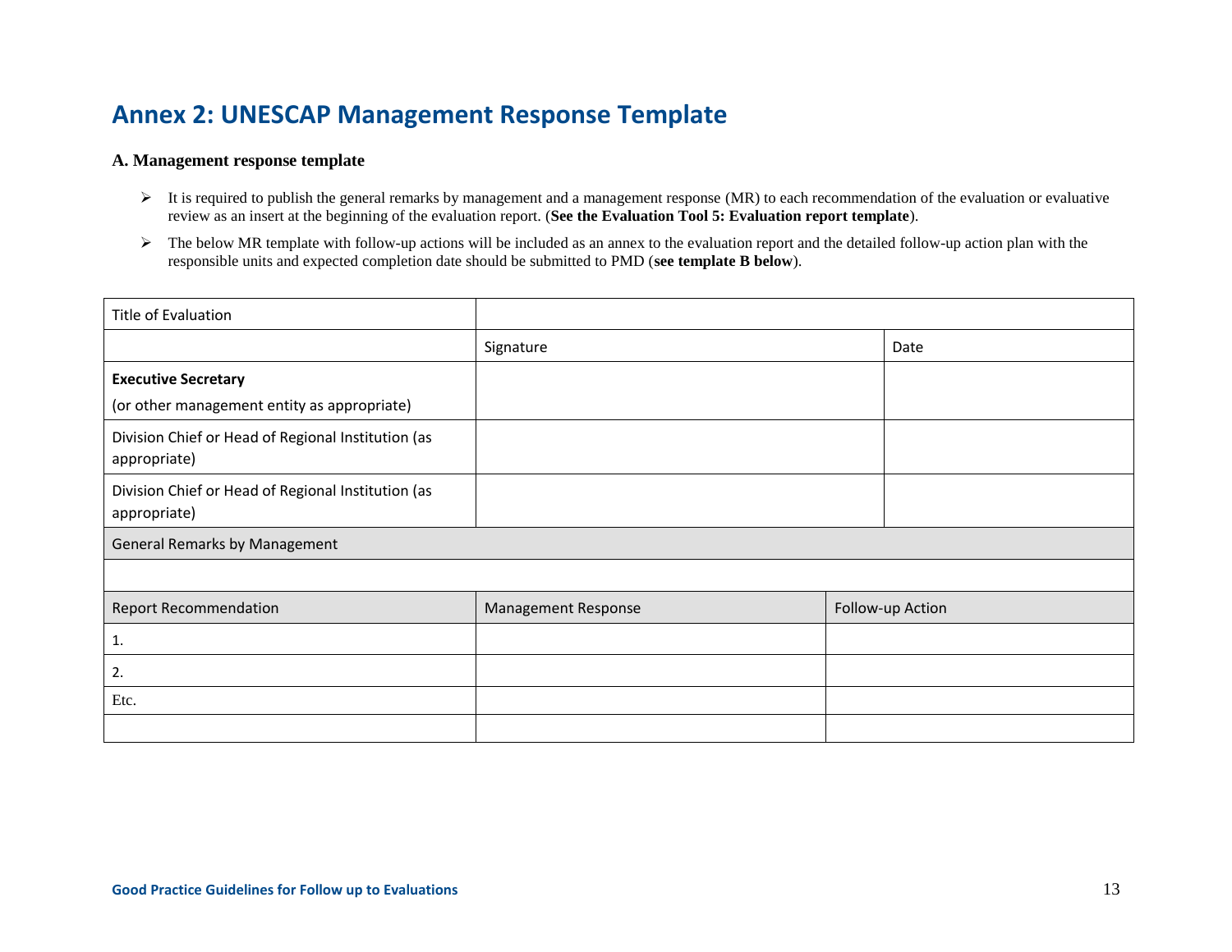# Annex 2: UNESCAP Management Response Template

### A. Management response template

- It is required to publish the general remarks by management and a management response (MR) to each recommendation of the evaluation or evaluative review as an insert at the beginning of the evaluation report. (**See the Evaluation Tool 5: Evaluation report template**).
- The below MR template with follow-up actions will be included as an annex to the evaluation report and the detailed follow-up action plan with the responsible units and expected completion date should be submitted to PMD (**see template B below**).

| | | |
|---|---|---|
| Title of Evaluation | | |
| | Signature | Date |
| **Executive Secretary**<br>(or other management entity as appropriate) | | |
| Division Chief or Head of Regional Institution (as appropriate) | | |
| Division Chief or Head of Regional Institution (as appropriate) | | |
| General Remarks by Management | | |
| | | |
| Report Recommendation | Management Response | Follow-up Action |
| 1. | | |
| 2. | | |
| Etc. | | |
| | | |